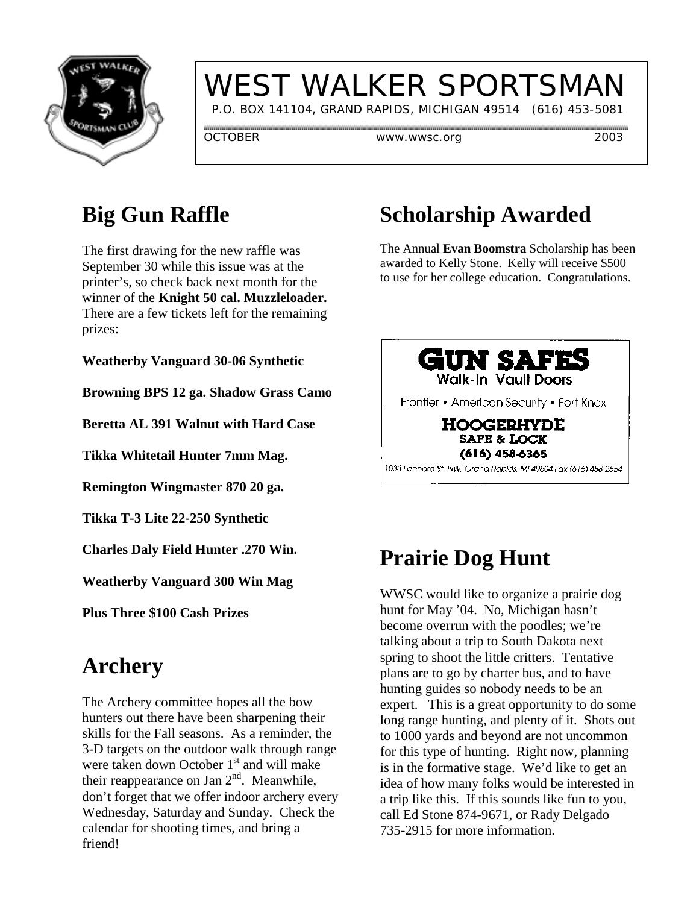# WEST WALKER SPORTSMAN

P.O. BOX 141104, GRAND RAPIDS, MICHIGAN 49514 (616) 453-5081

OCTOBER www.wwsc.org 2003

## Big Gun Raffle

The first drawing for the new raffle was September 30 while this issue was at the printer's, so check back next month for the winner of the **Knight 50 cal. Muzzleloader.** There are a few tickets left for the remaining prizes:

**Weatherby Vanguard 30-06 Synthetic**

**Browning BPS 12 ga. Shadow Grass Camo**

**Beretta AL 391 Walnut with Hard Case**

**Tikka Whitetail Hunter 7mm Mag.**

**Remington Wingmaster 870 20 ga.**

**Tikka T-3 Lite 22-250 Synthetic**

**Charles Daly Field Hunter .270 Win.**

**Weatherby Vanguard 300 Win Mag**

**Plus Three $100 Cash Prizes**

## Archery

The Archery committee hopes all the bow hunters out there have been sharpening their skills for the Fall seasons. As a reminder, the 3-D targets on the outdoor walk through range were taken down October 1st and will make their reappearance on Jan 2nd. Meanwhile, don't forget that we offer indoor archery every Wednesday, Saturday and Sunday. Check the calendar for shooting times, and bring a friend!

## Scholarship Awarded

The Annual **Evan Boomstra** Scholarship has been awarded to Kelly Stone. Kelly will receive $500 to use for her college education. Congratulations.

**GUN SAFES**
Walk-In Vault Doors

Frontier • American Security • Fort Knox

**HOOGERHYDE**
**SAFE & LOCK**
**(616) 458-6365**
1033 Leonard St. NW, Grand Rapids, MI 49504 Fax (616) 458-2554

## Prairie Dog Hunt

WWSC would like to organize a prairie dog hunt for May '04. No, Michigan hasn't become overrun with the poodles; we're talking about a trip to South Dakota next spring to shoot the little critters. Tentative plans are to go by charter bus, and to have hunting guides so nobody needs to be an expert. This is a great opportunity to do some long range hunting, and plenty of it. Shots out to 1000 yards and beyond are not uncommon for this type of hunting. Right now, planning is in the formative stage. We'd like to get an idea of how many folks would be interested in a trip like this. If this sounds like fun to you, call Ed Stone 874-9671, or Rady Delgado 735-2915 for more information.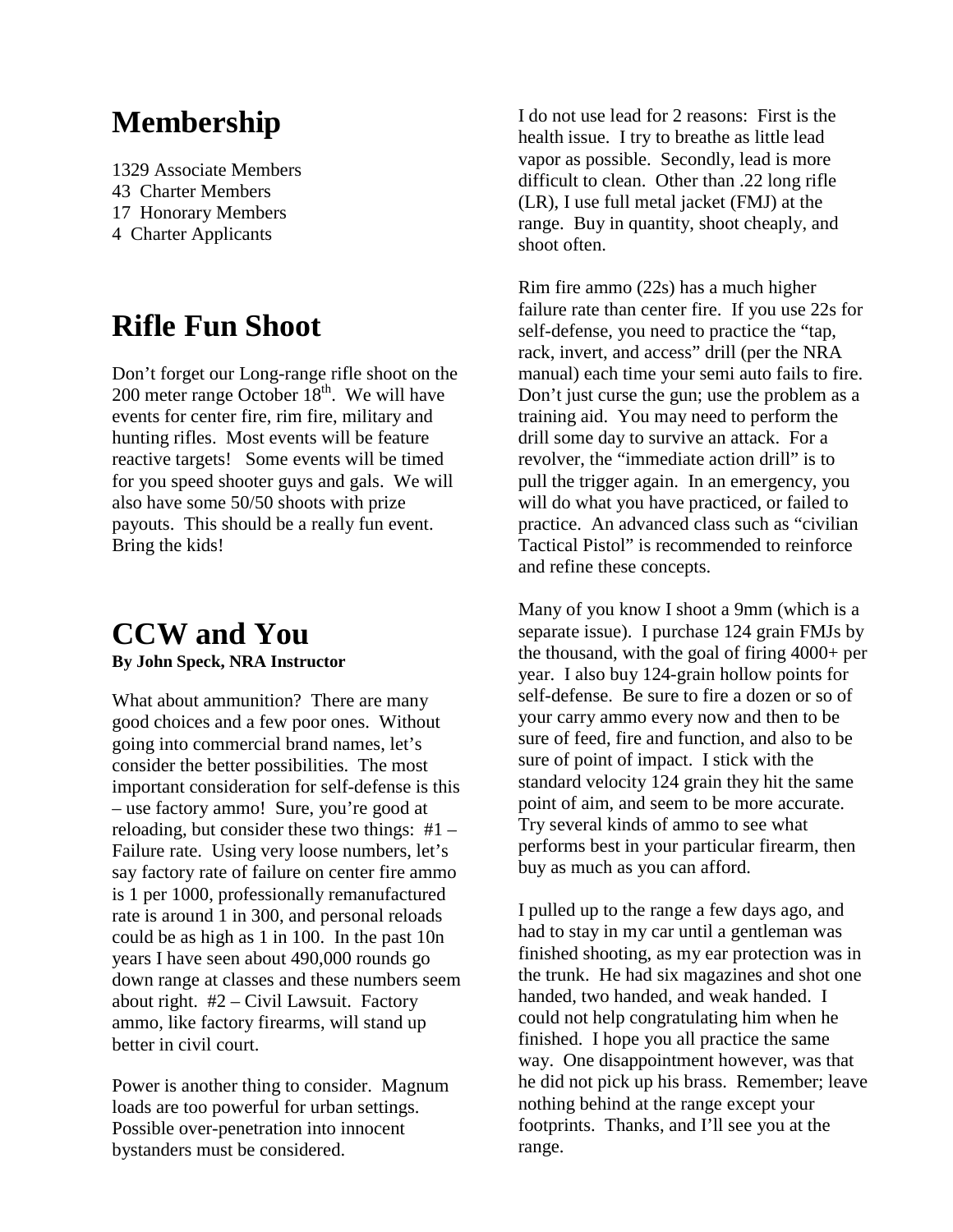## Membership

1329 Associate Members
43 Charter Members
17 Honorary Members
4 Charter Applicants

## Rifle Fun Shoot

Don't forget our Long-range rifle shoot on the 200 meter range October 18th. We will have events for center fire, rim fire, military and hunting rifles. Most events will be feature reactive targets! Some events will be timed for you speed shooter guys and gals. We will also have some 50/50 shoots with prize payouts. This should be a really fun event. Bring the kids!

## CCW and You

**By John Speck, NRA Instructor**

What about ammunition? There are many good choices and a few poor ones. Without going into commercial brand names, let's consider the better possibilities. The most important consideration for self-defense is this – use factory ammo! Sure, you're good at reloading, but consider these two things: #1 – Failure rate. Using very loose numbers, let's say factory rate of failure on center fire ammo is 1 per 1000, professionally remanufactured rate is around 1 in 300, and personal reloads could be as high as 1 in 100. In the past 10n years I have seen about 490,000 rounds go down range at classes and these numbers seem about right. #2 – Civil Lawsuit. Factory ammo, like factory firearms, will stand up better in civil court.

Power is another thing to consider. Magnum loads are too powerful for urban settings. Possible over-penetration into innocent bystanders must be considered.

I do not use lead for 2 reasons: First is the health issue. I try to breathe as little lead vapor as possible. Secondly, lead is more difficult to clean. Other than .22 long rifle (LR), I use full metal jacket (FMJ) at the range. Buy in quantity, shoot cheaply, and shoot often.

Rim fire ammo (22s) has a much higher failure rate than center fire. If you use 22s for self-defense, you need to practice the "tap, rack, invert, and access" drill (per the NRA manual) each time your semi auto fails to fire. Don't just curse the gun; use the problem as a training aid. You may need to perform the drill some day to survive an attack. For a revolver, the "immediate action drill" is to pull the trigger again. In an emergency, you will do what you have practiced, or failed to practice. An advanced class such as "civilian Tactical Pistol" is recommended to reinforce and refine these concepts.

Many of you know I shoot a 9mm (which is a separate issue). I purchase 124 grain FMJs by the thousand, with the goal of firing 4000+ per year. I also buy 124-grain hollow points for self-defense. Be sure to fire a dozen or so of your carry ammo every now and then to be sure of feed, fire and function, and also to be sure of point of impact. I stick with the standard velocity 124 grain they hit the same point of aim, and seem to be more accurate. Try several kinds of ammo to see what performs best in your particular firearm, then buy as much as you can afford.

I pulled up to the range a few days ago, and had to stay in my car until a gentleman was finished shooting, as my ear protection was in the trunk. He had six magazines and shot one handed, two handed, and weak handed. I could not help congratulating him when he finished. I hope you all practice the same way. One disappointment however, was that he did not pick up his brass. Remember; leave nothing behind at the range except your footprints. Thanks, and I'll see you at the range.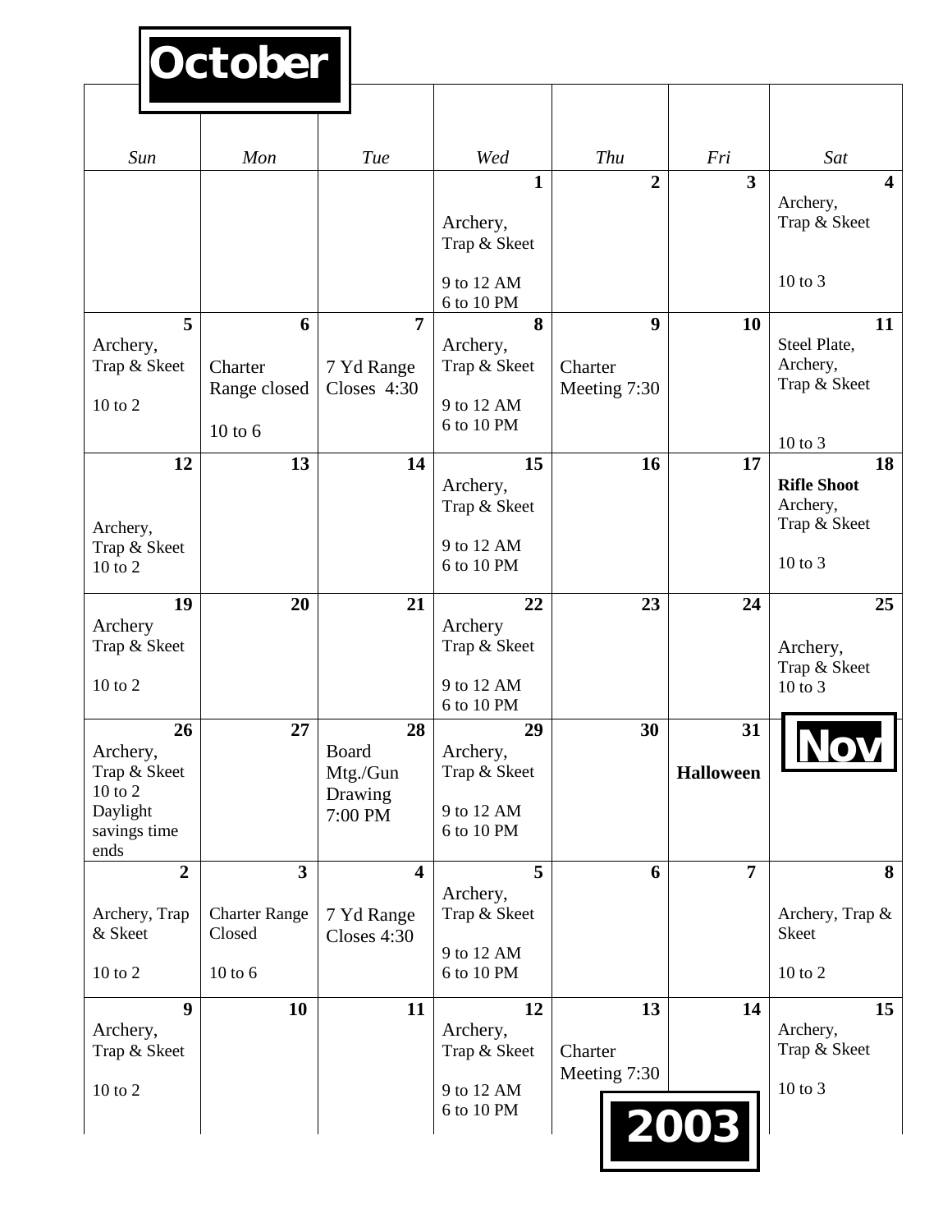# October

# 2003

| Sun | Mon | Tue | Wed | Thu | Fri | Sat |
|---|---|---|---|---|---|---|
| | | | **1** Archery, Trap & Skeet 9 to 12 AM 6 to 10 PM | **2** | **3** | **4** Archery, Trap & Skeet 10 to 3 |
| **5** Archery, Trap & Skeet 10 to 2 | **6** Charter Range closed 10 to 6 | **7** 7 Yd Range Closes 4:30 | **8** Archery, Trap & Skeet 9 to 12 AM 6 to 10 PM | **9** Charter Meeting 7:30 | **10** | **11** Steel Plate, Archery, Trap & Skeet 10 to 3 |
| **12** Archery, Trap & Skeet 10 to 2 | **13** | **14** | **15** Archery, Trap & Skeet 9 to 12 AM 6 to 10 PM | **16** | **17** | **18** **Rifle Shoot** Archery, Trap & Skeet 10 to 3 |
| **19** Archery Trap & Skeet 10 to 2 | **20** | **21** | **22** Archery Trap & Skeet 9 to 12 AM 6 to 10 PM | **23** | **24** | **25** Archery, Trap & Skeet 10 to 3 |
| **26** Archery, Trap & Skeet 10 to 2 Daylight savings time ends | **27** | **28** Board Mtg./Gun Drawing 7:00 PM | **29** Archery, Trap & Skeet 9 to 12 AM 6 to 10 PM | **30** | **31** **Halloween** | **Nov** |
| **2** Archery, Trap & Skeet 10 to 2 | **3** Charter Range Closed 10 to 6 | **4** 7 Yd Range Closes 4:30 | **5** Archery, Trap & Skeet 9 to 12 AM 6 to 10 PM | **6** | **7** | **8** Archery, Trap & Skeet 10 to 2 |
| **9** Archery, Trap & Skeet 10 to 2 | **10** | **11** | **12** Archery, Trap & Skeet 9 to 12 AM 6 to 10 PM | **13** Charter Meeting 7:30 | **14** | **15** Archery, Trap & Skeet 10 to 3 |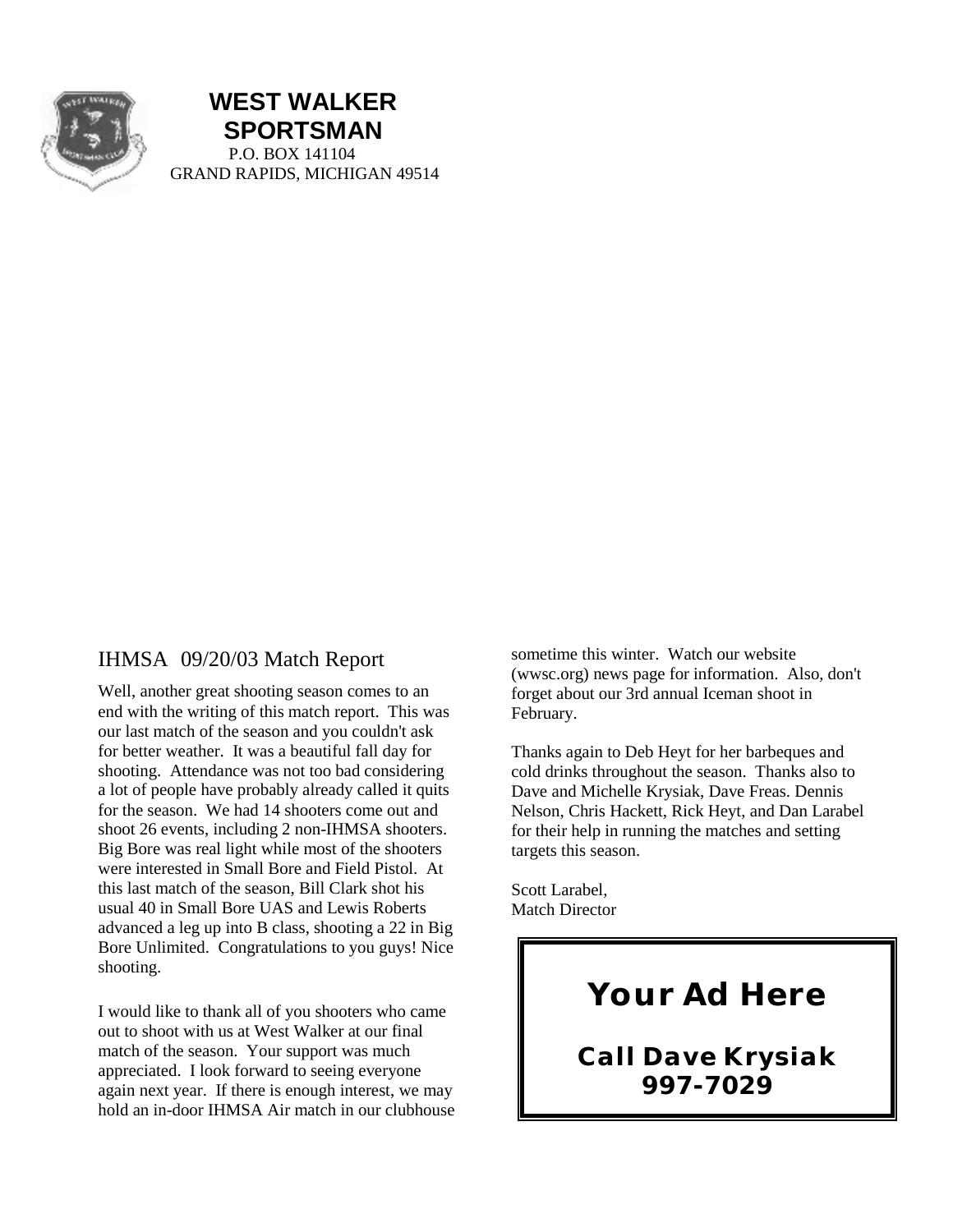**WEST WALKER SPORTSMAN**

P.O. BOX 141104
GRAND RAPIDS, MICHIGAN 49514

## IHMSA 09/20/03 Match Report

Well, another great shooting season comes to an end with the writing of this match report. This was our last match of the season and you couldn't ask for better weather. It was a beautiful fall day for shooting. Attendance was not too bad considering a lot of people have probably already called it quits for the season. We had 14 shooters come out and shoot 26 events, including 2 non-IHMSA shooters. Big Bore was real light while most of the shooters were interested in Small Bore and Field Pistol. At this last match of the season, Bill Clark shot his usual 40 in Small Bore UAS and Lewis Roberts advanced a leg up into B class, shooting a 22 in Big Bore Unlimited. Congratulations to you guys! Nice shooting.

I would like to thank all of you shooters who came out to shoot with us at West Walker at our final match of the season. Your support was much appreciated. I look forward to seeing everyone again next year. If there is enough interest, we may hold an in-door IHMSA Air match in our clubhouse sometime this winter. Watch our website (wwsc.org) news page for information. Also, don't forget about our 3rd annual Iceman shoot in February.

Thanks again to Deb Heyt for her barbeques and cold drinks throughout the season. Thanks also to Dave and Michelle Krysiak, Dave Freas. Dennis Nelson, Chris Hackett, Rick Heyt, and Dan Larabel for their help in running the matches and setting targets this season.

Scott Larabel,
Match Director

**Your Ad Here**

**Call Dave Krysiak**
**997-7029**